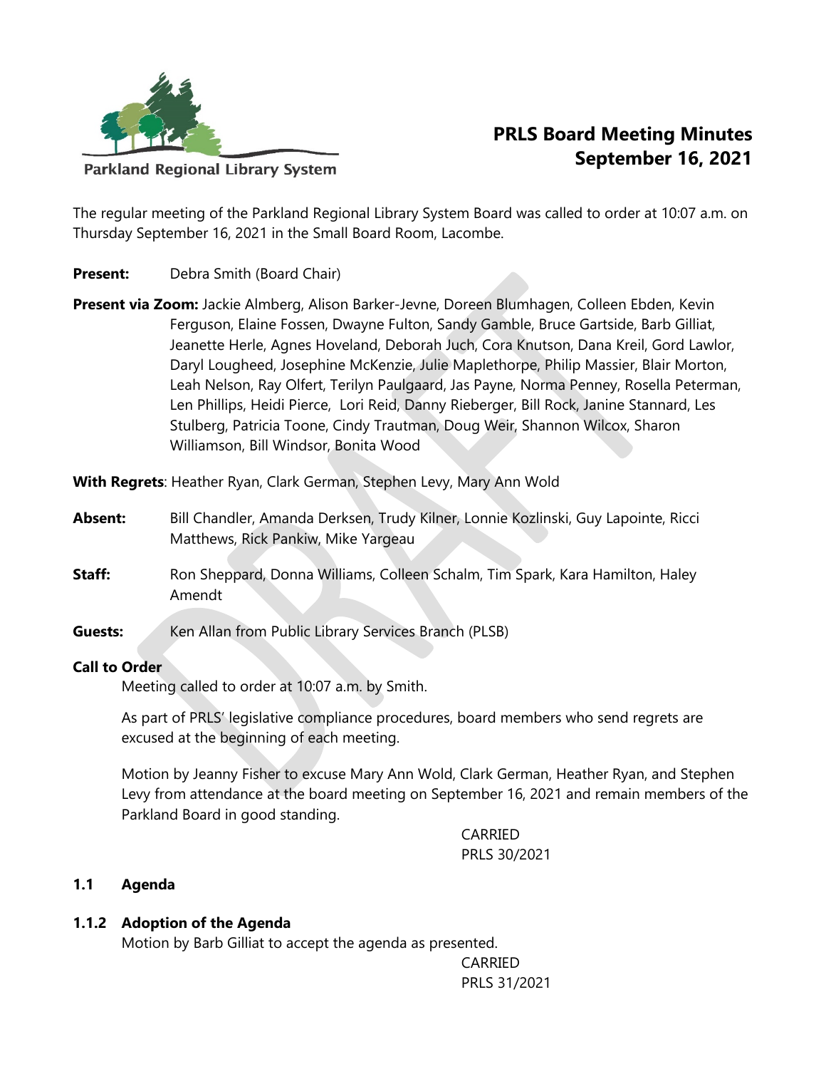Parkland Regional Library System

# PRLS Board Meeting Minutes September 16, 2021

The regular meeting of the Parkland Regional Library System Board was called to order at 10:07 a.m. on Thursday September 16, 2021 in the Small Board Room, Lacombe.

**Present:** Debra Smith (Board Chair)

**Present via Zoom:** Jackie Almberg, Alison Barker-Jevne, Doreen Blumhagen, Colleen Ebden, Kevin Ferguson, Elaine Fossen, Dwayne Fulton, Sandy Gamble, Bruce Gartside, Barb Gilliat, Jeanette Herle, Agnes Hoveland, Deborah Juch, Cora Knutson, Dana Kreil, Gord Lawlor, Daryl Lougheed, Josephine McKenzie, Julie Maplethorpe, Philip Massier, Blair Morton, Leah Nelson, Ray Olfert, Terilyn Paulgaard, Jas Payne, Norma Penney, Rosella Peterman, Len Phillips, Heidi Pierce, Lori Reid, Danny Rieberger, Bill Rock, Janine Stannard, Les Stulberg, Patricia Toone, Cindy Trautman, Doug Weir, Shannon Wilcox, Sharon Williamson, Bill Windsor, Bonita Wood

**With Regrets**: Heather Ryan, Clark German, Stephen Levy, Mary Ann Wold

**Absent:** Bill Chandler, Amanda Derksen, Trudy Kilner, Lonnie Kozlinski, Guy Lapointe, Ricci Matthews, Rick Pankiw, Mike Yargeau

**Staff:** Ron Sheppard, Donna Williams, Colleen Schalm, Tim Spark, Kara Hamilton, Haley Amendt

**Guests:** Ken Allan from Public Library Services Branch (PLSB)

**Call to Order**

Meeting called to order at 10:07 a.m. by Smith.

As part of PRLS' legislative compliance procedures, board members who send regrets are excused at the beginning of each meeting.

Motion by Jeanny Fisher to excuse Mary Ann Wold, Clark German, Heather Ryan, and Stephen Levy from attendance at the board meeting on September 16, 2021 and remain members of the Parkland Board in good standing.

CARRIED
PRLS 30/2021

## 1.1 Agenda

### 1.1.2 Adoption of the Agenda

Motion by Barb Gilliat to accept the agenda as presented.

CARRIED
PRLS 31/2021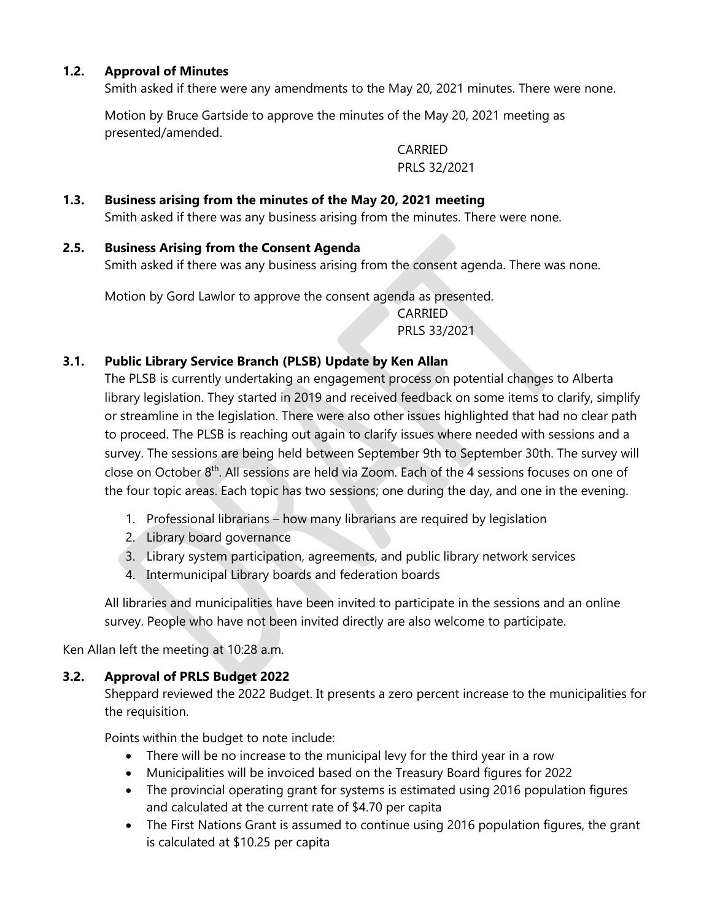### 1.2. Approval of Minutes

Smith asked if there were any amendments to the May 20, 2021 minutes. There were none.

Motion by Bruce Gartside to approve the minutes of the May 20, 2021 meeting as presented/amended.

CARRIED
PRLS 32/2021

### 1.3. Business arising from the minutes of the May 20, 2021 meeting

Smith asked if there was any business arising from the minutes. There were none.

### 2.5. Business Arising from the Consent Agenda

Smith asked if there was any business arising from the consent agenda. There was none.

Motion by Gord Lawlor to approve the consent agenda as presented.

CARRIED
PRLS 33/2021

### 3.1. Public Library Service Branch (PLSB) Update by Ken Allan

The PLSB is currently undertaking an engagement process on potential changes to Alberta library legislation. They started in 2019 and received feedback on some items to clarify, simplify or streamline in the legislation. There were also other issues highlighted that had no clear path to proceed. The PLSB is reaching out again to clarify issues where needed with sessions and a survey. The sessions are being held between September 9th to September 30th. The survey will close on October 8th. All sessions are held via Zoom. Each of the 4 sessions focuses on one of the four topic areas. Each topic has two sessions; one during the day, and one in the evening.

1. Professional librarians – how many librarians are required by legislation
2. Library board governance
3. Library system participation, agreements, and public library network services
4. Intermunicipal Library boards and federation boards

All libraries and municipalities have been invited to participate in the sessions and an online survey. People who have not been invited directly are also welcome to participate.

Ken Allan left the meeting at 10:28 a.m.

### 3.2. Approval of PRLS Budget 2022

Sheppard reviewed the 2022 Budget. It presents a zero percent increase to the municipalities for the requisition.

Points within the budget to note include:

- There will be no increase to the municipal levy for the third year in a row
- Municipalities will be invoiced based on the Treasury Board figures for 2022
- The provincial operating grant for systems is estimated using 2016 population figures and calculated at the current rate of $4.70 per capita
- The First Nations Grant is assumed to continue using 2016 population figures, the grant is calculated at $10.25 per capita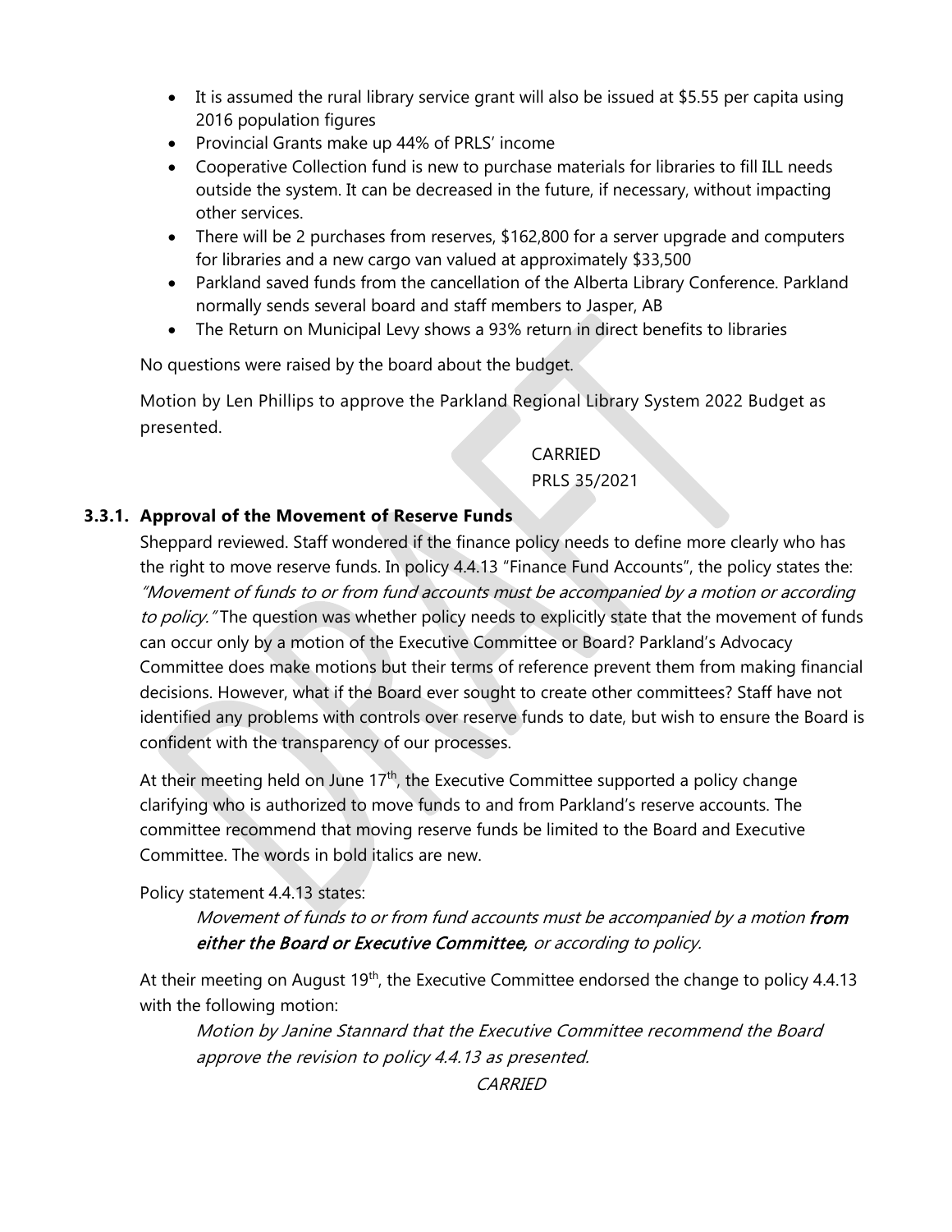- It is assumed the rural library service grant will also be issued at $5.55 per capita using 2016 population figures
- Provincial Grants make up 44% of PRLS' income
- Cooperative Collection fund is new to purchase materials for libraries to fill ILL needs outside the system. It can be decreased in the future, if necessary, without impacting other services.
- There will be 2 purchases from reserves, $162,800 for a server upgrade and computers for libraries and a new cargo van valued at approximately $33,500
- Parkland saved funds from the cancellation of the Alberta Library Conference. Parkland normally sends several board and staff members to Jasper, AB
- The Return on Municipal Levy shows a 93% return in direct benefits to libraries

No questions were raised by the board about the budget.

Motion by Len Phillips to approve the Parkland Regional Library System 2022 Budget as presented.

CARRIED
PRLS 35/2021

### 3.3.1. Approval of the Movement of Reserve Funds

Sheppard reviewed. Staff wondered if the finance policy needs to define more clearly who has the right to move reserve funds. In policy 4.4.13 "Finance Fund Accounts", the policy states the: *"Movement of funds to or from fund accounts must be accompanied by a motion or according to policy."* The question was whether policy needs to explicitly state that the movement of funds can occur only by a motion of the Executive Committee or Board? Parkland's Advocacy Committee does make motions but their terms of reference prevent them from making financial decisions. However, what if the Board ever sought to create other committees? Staff have not identified any problems with controls over reserve funds to date, but wish to ensure the Board is confident with the transparency of our processes.

At their meeting held on June 17th, the Executive Committee supported a policy change clarifying who is authorized to move funds to and from Parkland's reserve accounts. The committee recommend that moving reserve funds be limited to the Board and Executive Committee. The words in bold italics are new.

Policy statement 4.4.13 states:

> *Movement of funds to or from fund accounts must be accompanied by a motion* ***from either the Board or Executive Committee,*** *or according to policy.*

At their meeting on August 19th, the Executive Committee endorsed the change to policy 4.4.13 with the following motion:

> *Motion by Janine Stannard that the Executive Committee recommend the Board approve the revision to policy 4.4.13 as presented.*
>
> *CARRIED*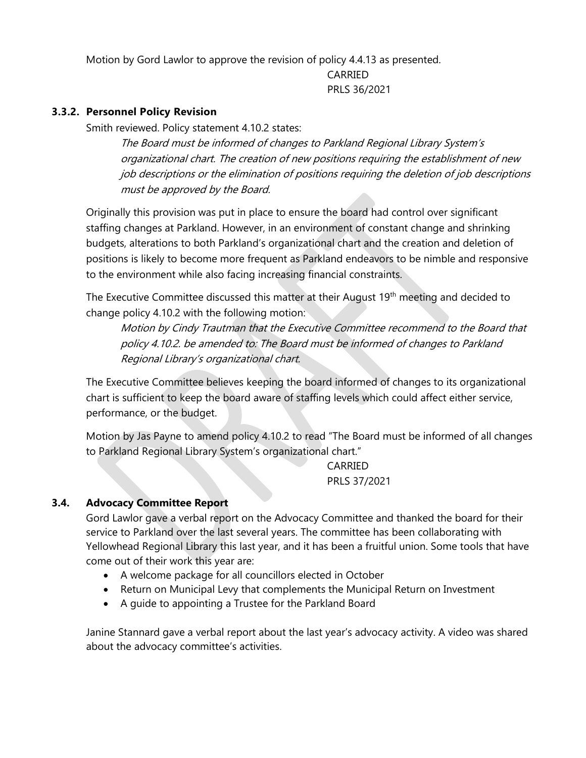Motion by Gord Lawlor to approve the revision of policy 4.4.13 as presented.

CARRIED
PRLS 36/2021

### 3.3.2. Personnel Policy Revision

Smith reviewed. Policy statement 4.10.2 states:

*The Board must be informed of changes to Parkland Regional Library System's organizational chart. The creation of new positions requiring the establishment of new job descriptions or the elimination of positions requiring the deletion of job descriptions must be approved by the Board.*

Originally this provision was put in place to ensure the board had control over significant staffing changes at Parkland. However, in an environment of constant change and shrinking budgets, alterations to both Parkland's organizational chart and the creation and deletion of positions is likely to become more frequent as Parkland endeavors to be nimble and responsive to the environment while also facing increasing financial constraints.

The Executive Committee discussed this matter at their August 19th meeting and decided to change policy 4.10.2 with the following motion:

*Motion by Cindy Trautman that the Executive Committee recommend to the Board that policy 4.10.2. be amended to: The Board must be informed of changes to Parkland Regional Library's organizational chart.*

The Executive Committee believes keeping the board informed of changes to its organizational chart is sufficient to keep the board aware of staffing levels which could affect either service, performance, or the budget.

Motion by Jas Payne to amend policy 4.10.2 to read "The Board must be informed of all changes to Parkland Regional Library System's organizational chart."

CARRIED
PRLS 37/2021

### 3.4. Advocacy Committee Report

Gord Lawlor gave a verbal report on the Advocacy Committee and thanked the board for their service to Parkland over the last several years. The committee has been collaborating with Yellowhead Regional Library this last year, and it has been a fruitful union. Some tools that have come out of their work this year are:

- A welcome package for all councillors elected in October
- Return on Municipal Levy that complements the Municipal Return on Investment
- A guide to appointing a Trustee for the Parkland Board

Janine Stannard gave a verbal report about the last year's advocacy activity. A video was shared about the advocacy committee's activities.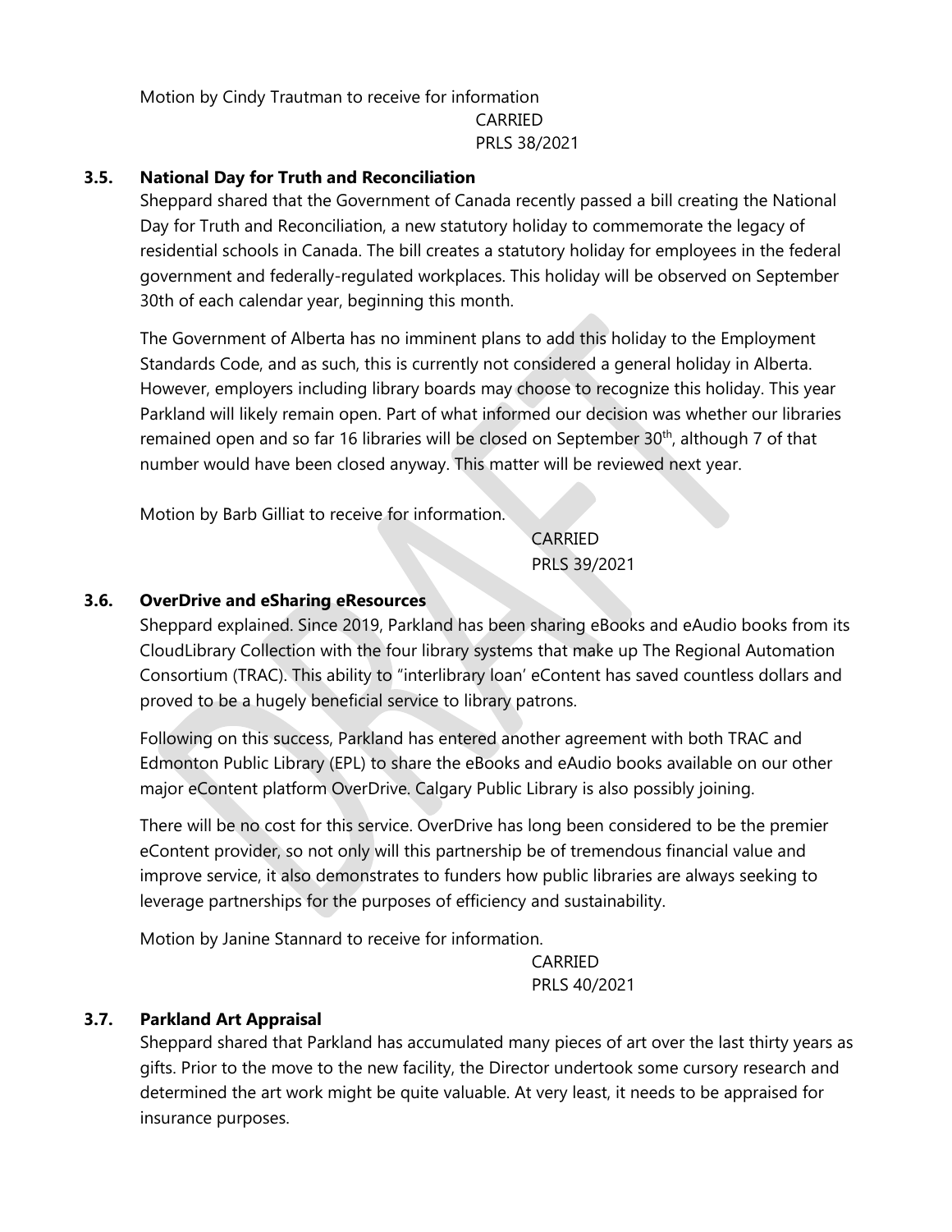Motion by Cindy Trautman to receive for information

CARRIED
PRLS 38/2021

### 3.5. National Day for Truth and Reconciliation

Sheppard shared that the Government of Canada recently passed a bill creating the National Day for Truth and Reconciliation, a new statutory holiday to commemorate the legacy of residential schools in Canada. The bill creates a statutory holiday for employees in the federal government and federally-regulated workplaces. This holiday will be observed on September 30th of each calendar year, beginning this month.

The Government of Alberta has no imminent plans to add this holiday to the Employment Standards Code, and as such, this is currently not considered a general holiday in Alberta. However, employers including library boards may choose to recognize this holiday. This year Parkland will likely remain open. Part of what informed our decision was whether our libraries remained open and so far 16 libraries will be closed on September 30th, although 7 of that number would have been closed anyway. This matter will be reviewed next year.

Motion by Barb Gilliat to receive for information.

CARRIED
PRLS 39/2021

### 3.6. OverDrive and eSharing eResources

Sheppard explained. Since 2019, Parkland has been sharing eBooks and eAudio books from its CloudLibrary Collection with the four library systems that make up The Regional Automation Consortium (TRAC). This ability to "interlibrary loan' eContent has saved countless dollars and proved to be a hugely beneficial service to library patrons.

Following on this success, Parkland has entered another agreement with both TRAC and Edmonton Public Library (EPL) to share the eBooks and eAudio books available on our other major eContent platform OverDrive. Calgary Public Library is also possibly joining.

There will be no cost for this service. OverDrive has long been considered to be the premier eContent provider, so not only will this partnership be of tremendous financial value and improve service, it also demonstrates to funders how public libraries are always seeking to leverage partnerships for the purposes of efficiency and sustainability.

Motion by Janine Stannard to receive for information.

CARRIED
PRLS 40/2021

### 3.7. Parkland Art Appraisal

Sheppard shared that Parkland has accumulated many pieces of art over the last thirty years as gifts. Prior to the move to the new facility, the Director undertook some cursory research and determined the art work might be quite valuable. At very least, it needs to be appraised for insurance purposes.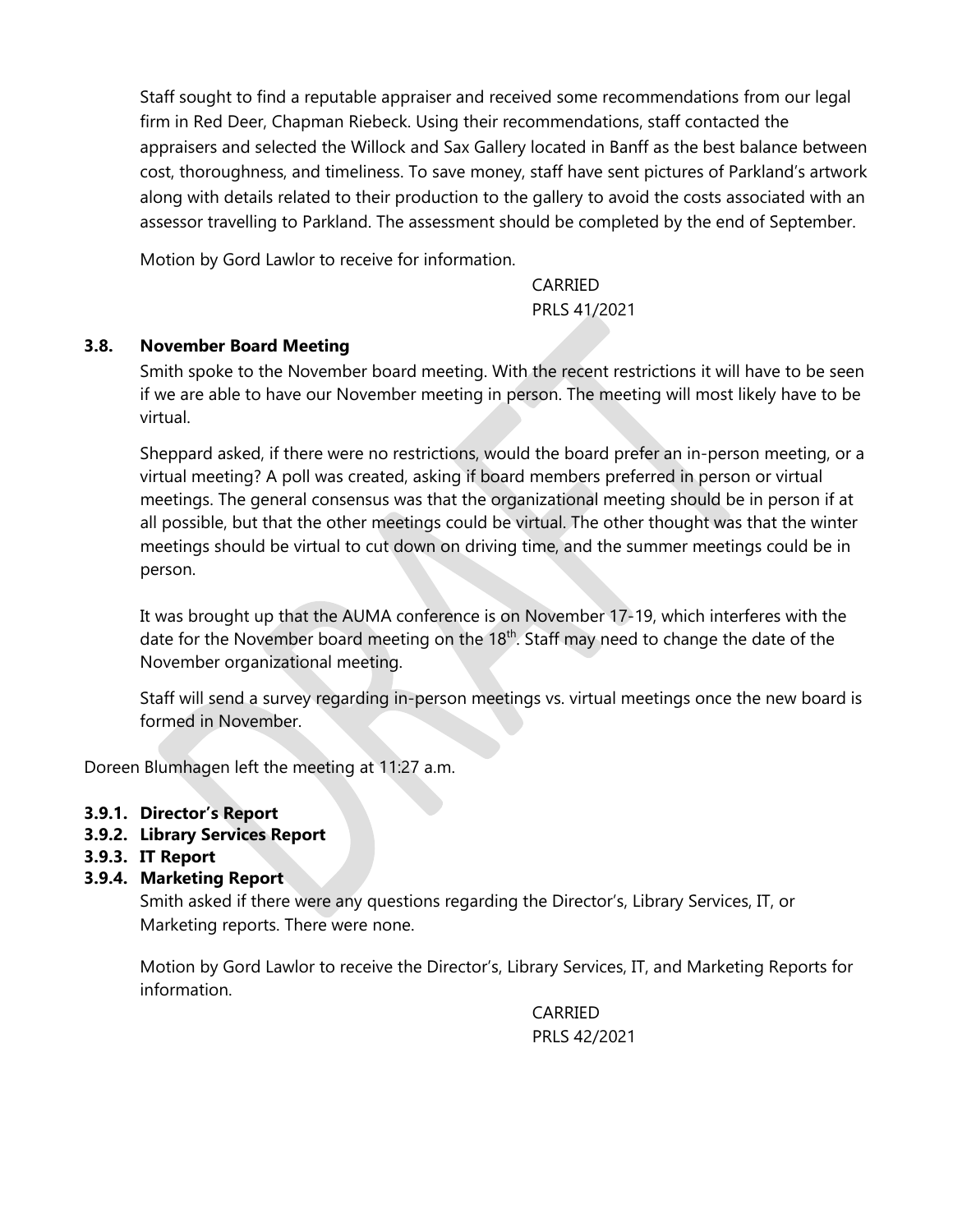Staff sought to find a reputable appraiser and received some recommendations from our legal firm in Red Deer, Chapman Riebeck. Using their recommendations, staff contacted the appraisers and selected the Willock and Sax Gallery located in Banff as the best balance between cost, thoroughness, and timeliness. To save money, staff have sent pictures of Parkland's artwork along with details related to their production to the gallery to avoid the costs associated with an assessor travelling to Parkland. The assessment should be completed by the end of September.

Motion by Gord Lawlor to receive for information.

CARRIED
PRLS 41/2021

### 3.8. November Board Meeting

Smith spoke to the November board meeting. With the recent restrictions it will have to be seen if we are able to have our November meeting in person. The meeting will most likely have to be virtual.

Sheppard asked, if there were no restrictions, would the board prefer an in-person meeting, or a virtual meeting? A poll was created, asking if board members preferred in person or virtual meetings. The general consensus was that the organizational meeting should be in person if at all possible, but that the other meetings could be virtual. The other thought was that the winter meetings should be virtual to cut down on driving time, and the summer meetings could be in person.

It was brought up that the AUMA conference is on November 17-19, which interferes with the date for the November board meeting on the 18th. Staff may need to change the date of the November organizational meeting.

Staff will send a survey regarding in-person meetings vs. virtual meetings once the new board is formed in November.

Doreen Blumhagen left the meeting at 11:27 a.m.

### 3.9.1. Director's Report
### 3.9.2. Library Services Report
### 3.9.3. IT Report
### 3.9.4. Marketing Report

Smith asked if there were any questions regarding the Director's, Library Services, IT, or Marketing reports. There were none.

Motion by Gord Lawlor to receive the Director's, Library Services, IT, and Marketing Reports for information.

CARRIED
PRLS 42/2021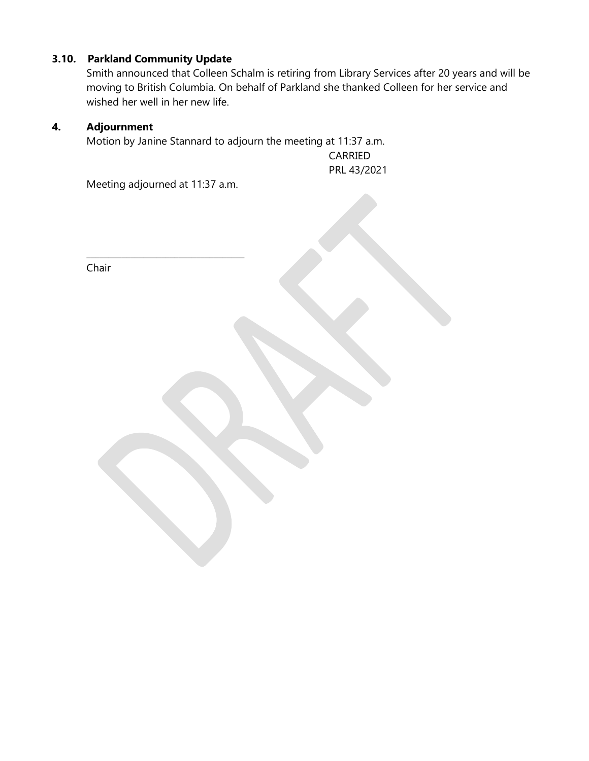### 3.10. Parkland Community Update

Smith announced that Colleen Schalm is retiring from Library Services after 20 years and will be moving to British Columbia. On behalf of Parkland she thanked Colleen for her service and wished her well in her new life.

## 4. Adjournment

Motion by Janine Stannard to adjourn the meeting at 11:37 a.m.

CARRIED
PRL 43/2021

Meeting adjourned at 11:37 a.m.

\_\_\_\_\_\_\_\_\_\_\_\_\_\_\_\_\_\_\_\_\_\_\_\_\_\_\_\_\_\_\_\_

Chair

DRAFT